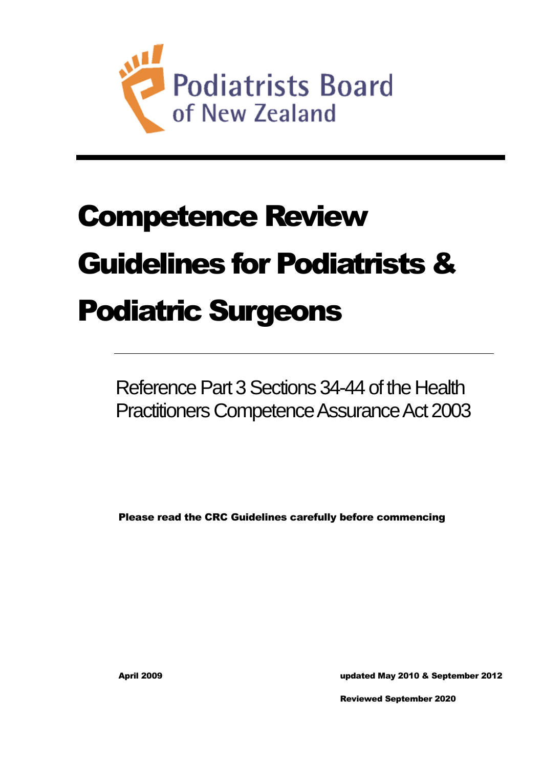Podiatrists Board of New Zealand

# Competence Review Guidelines for Podiatrists & Podiatric Surgeons

Reference Part 3 Sections 34-44 of the Health Practitioners Competence Assurance Act 2003

**Please read the CRC Guidelines carefully before commencing**

**April 2009**

**updated May 2010 & September 2012**

**Reviewed September 2020**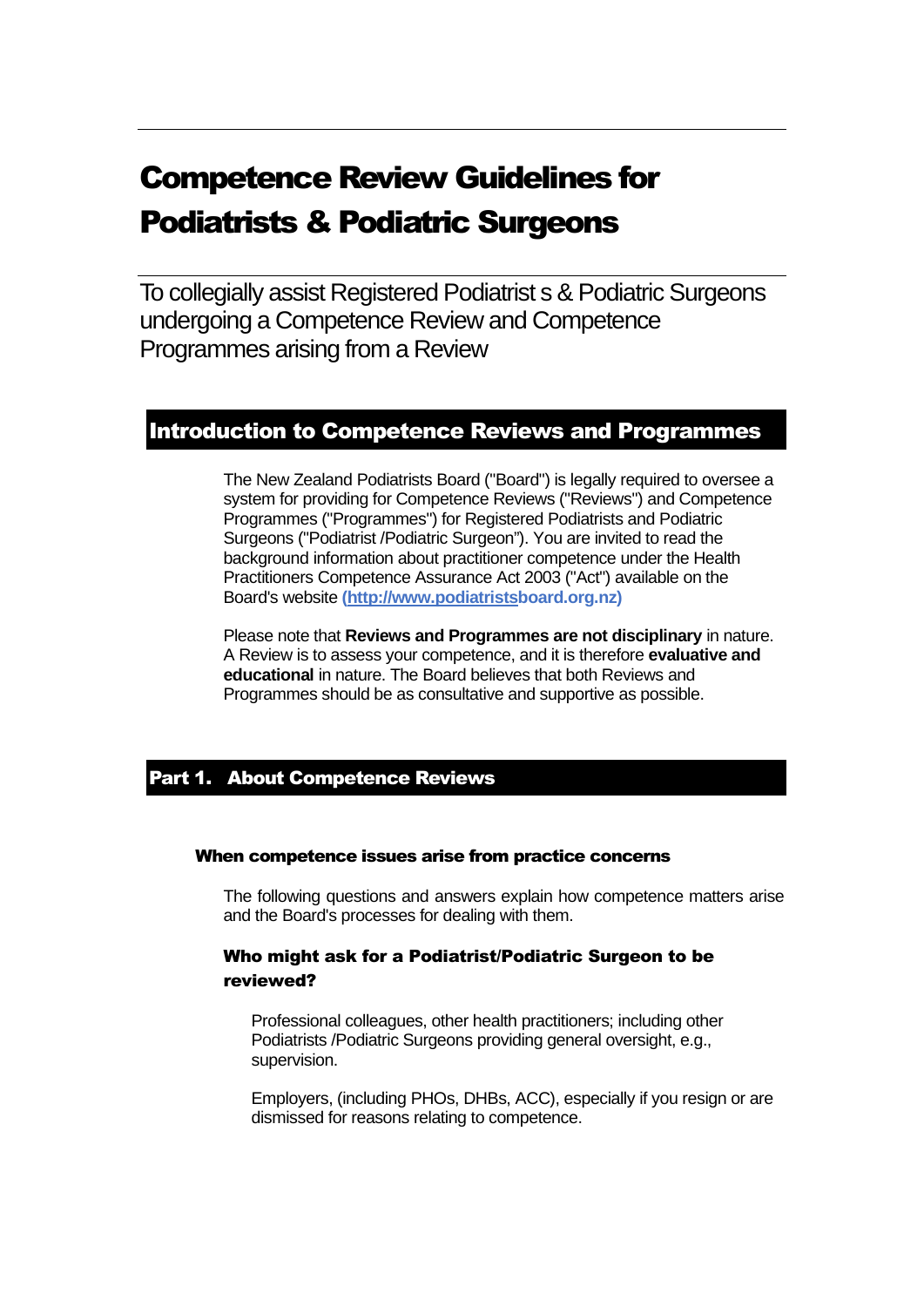# Competence Review Guidelines for Podiatrists & Podiatric Surgeons

To collegially assist Registered Podiatrist s & Podiatric Surgeons undergoing a Competence Review and Competence Programmes arising from a Review

## Introduction to Competence Reviews and Programmes

The New Zealand Podiatrists Board ("Board") is legally required to oversee a system for providing for Competence Reviews ("Reviews") and Competence Programmes ("Programmes") for Registered Podiatrists and Podiatric Surgeons ("Podiatrist /Podiatric Surgeon"). You are invited to read the background information about practitioner competence under the Health Practitioners Competence Assurance Act 2003 ("Act") available on the Board's website **(http://www.podiatristsboard.org.nz)**

Please note that **Reviews and Programmes are not disciplinary** in nature. A Review is to assess your competence, and it is therefore **evaluative and educational** in nature. The Board believes that both Reviews and Programmes should be as consultative and supportive as possible.

## Part 1. About Competence Reviews

### When competence issues arise from practice concerns

The following questions and answers explain how competence matters arise and the Board's processes for dealing with them.

#### Who might ask for a Podiatrist/Podiatric Surgeon to be reviewed?

Professional colleagues, other health practitioners; including other Podiatrists /Podiatric Surgeons providing general oversight, e.g., supervision.

Employers, (including PHOs, DHBs, ACC), especially if you resign or are dismissed for reasons relating to competence.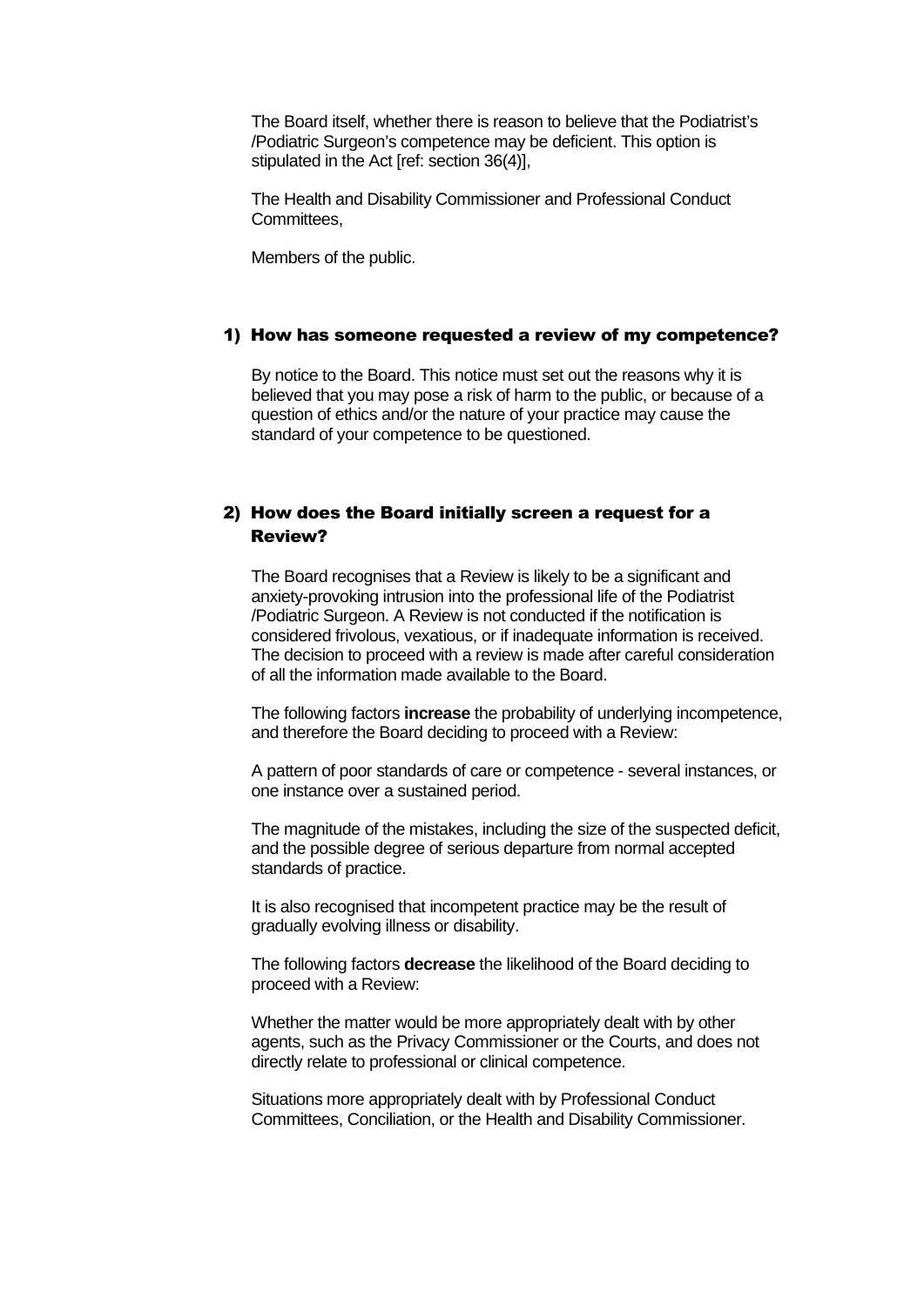The Board itself, whether there is reason to believe that the Podiatrist's /Podiatric Surgeon's competence may be deficient. This option is stipulated in the Act [ref: section 36(4)],

The Health and Disability Commissioner and Professional Conduct Committees,

Members of the public.

## 1) How has someone requested a review of my competence?

By notice to the Board. This notice must set out the reasons why it is believed that you may pose a risk of harm to the public, or because of a question of ethics and/or the nature of your practice may cause the standard of your competence to be questioned.

## 2) How does the Board initially screen a request for a Review?

The Board recognises that a Review is likely to be a significant and anxiety-provoking intrusion into the professional life of the Podiatrist /Podiatric Surgeon. A Review is not conducted if the notification is considered frivolous, vexatious, or if inadequate information is received. The decision to proceed with a review is made after careful consideration of all the information made available to the Board.

The following factors **increase** the probability of underlying incompetence, and therefore the Board deciding to proceed with a Review:

A pattern of poor standards of care or competence - several instances, or one instance over a sustained period.

The magnitude of the mistakes, including the size of the suspected deficit, and the possible degree of serious departure from normal accepted standards of practice.

It is also recognised that incompetent practice may be the result of gradually evolving illness or disability.

The following factors **decrease** the likelihood of the Board deciding to proceed with a Review:

Whether the matter would be more appropriately dealt with by other agents, such as the Privacy Commissioner or the Courts, and does not directly relate to professional or clinical competence.

Situations more appropriately dealt with by Professional Conduct Committees, Conciliation, or the Health and Disability Commissioner.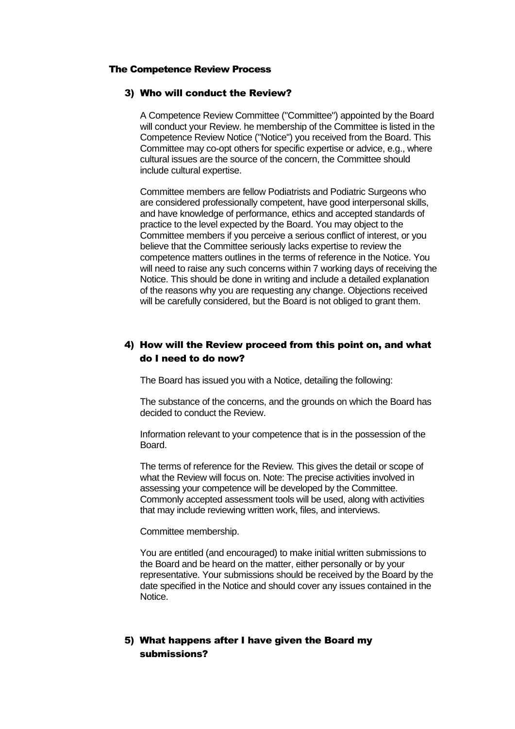## The Competence Review Process

### 3) Who will conduct the Review?

A Competence Review Committee ("Committee") appointed by the Board will conduct your Review. he membership of the Committee is listed in the Competence Review Notice ("Notice") you received from the Board. This Committee may co-opt others for specific expertise or advice, e.g., where cultural issues are the source of the concern, the Committee should include cultural expertise.

Committee members are fellow Podiatrists and Podiatric Surgeons who are considered professionally competent, have good interpersonal skills, and have knowledge of performance, ethics and accepted standards of practice to the level expected by the Board. You may object to the Committee members if you perceive a serious conflict of interest, or you believe that the Committee seriously lacks expertise to review the competence matters outlines in the terms of reference in the Notice. You will need to raise any such concerns within 7 working days of receiving the Notice. This should be done in writing and include a detailed explanation of the reasons why you are requesting any change. Objections received will be carefully considered, but the Board is not obliged to grant them.

### 4) How will the Review proceed from this point on, and what do I need to do now?

The Board has issued you with a Notice, detailing the following:

The substance of the concerns, and the grounds on which the Board has decided to conduct the Review.

Information relevant to your competence that is in the possession of the Board.

The terms of reference for the Review. This gives the detail or scope of what the Review will focus on. Note: The precise activities involved in assessing your competence will be developed by the Committee. Commonly accepted assessment tools will be used, along with activities that may include reviewing written work, files, and interviews.

Committee membership.

You are entitled (and encouraged) to make initial written submissions to the Board and be heard on the matter, either personally or by your representative. Your submissions should be received by the Board by the date specified in the Notice and should cover any issues contained in the Notice.

### 5) What happens after I have given the Board my submissions?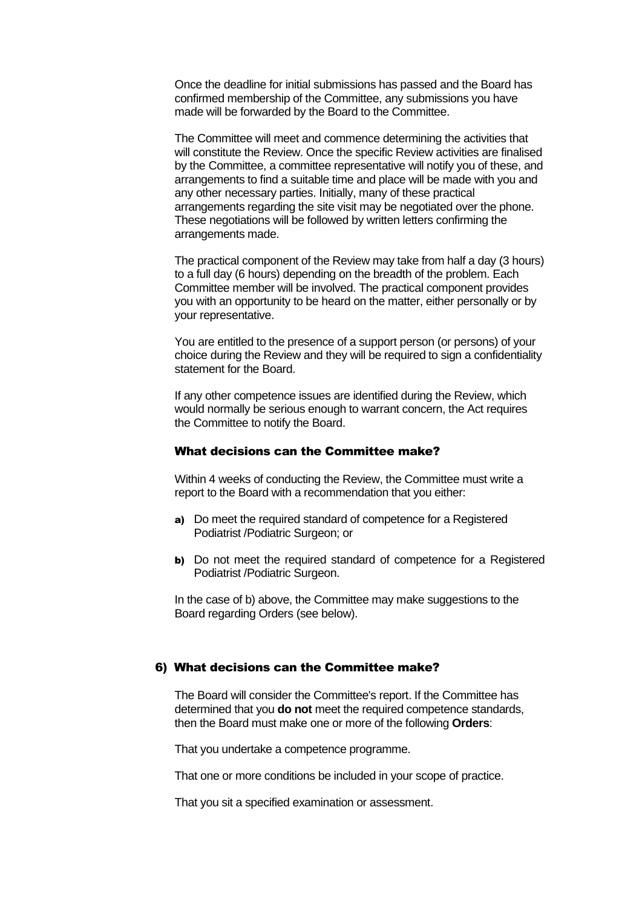Once the deadline for initial submissions has passed and the Board has confirmed membership of the Committee, any submissions you have made will be forwarded by the Board to the Committee.

The Committee will meet and commence determining the activities that will constitute the Review. Once the specific Review activities are finalised by the Committee, a committee representative will notify you of these, and arrangements to find a suitable time and place will be made with you and any other necessary parties. Initially, many of these practical arrangements regarding the site visit may be negotiated over the phone. These negotiations will be followed by written letters confirming the arrangements made.

The practical component of the Review may take from half a day (3 hours) to a full day (6 hours) depending on the breadth of the problem. Each Committee member will be involved. The practical component provides you with an opportunity to be heard on the matter, either personally or by your representative.

You are entitled to the presence of a support person (or persons) of your choice during the Review and they will be required to sign a confidentiality statement for the Board.

If any other competence issues are identified during the Review, which would normally be serious enough to warrant concern, the Act requires the Committee to notify the Board.

### What decisions can the Committee make?

Within 4 weeks of conducting the Review, the Committee must write a report to the Board with a recommendation that you either:

**a)** Do meet the required standard of competence for a Registered Podiatrist /Podiatric Surgeon; or

**b)** Do not meet the required standard of competence for a Registered Podiatrist /Podiatric Surgeon.

In the case of b) above, the Committee may make suggestions to the Board regarding Orders (see below).

## 6) What decisions can the Committee make?

The Board will consider the Committee's report. If the Committee has determined that you **do not** meet the required competence standards, then the Board must make one or more of the following **Orders**:

That you undertake a competence programme.

That one or more conditions be included in your scope of practice.

That you sit a specified examination or assessment.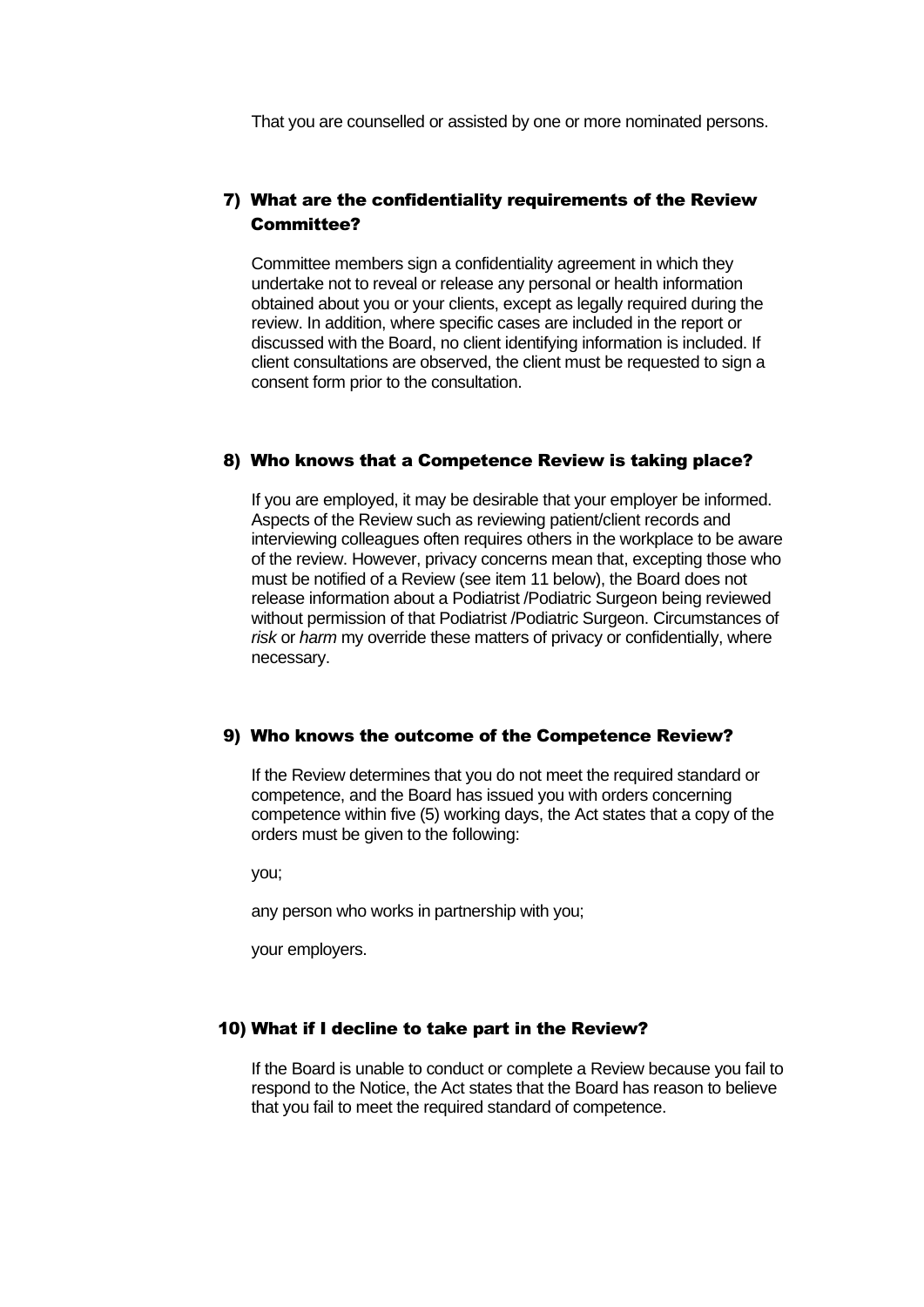That you are counselled or assisted by one or more nominated persons.

## 7) What are the confidentiality requirements of the Review Committee?

Committee members sign a confidentiality agreement in which they undertake not to reveal or release any personal or health information obtained about you or your clients, except as legally required during the review. In addition, where specific cases are included in the report or discussed with the Board, no client identifying information is included. If client consultations are observed, the client must be requested to sign a consent form prior to the consultation.

## 8) Who knows that a Competence Review is taking place?

If you are employed, it may be desirable that your employer be informed. Aspects of the Review such as reviewing patient/client records and interviewing colleagues often requires others in the workplace to be aware of the review. However, privacy concerns mean that, excepting those who must be notified of a Review (see item 11 below), the Board does not release information about a Podiatrist /Podiatric Surgeon being reviewed without permission of that Podiatrist /Podiatric Surgeon. Circumstances of *risk* or *harm* my override these matters of privacy or confidentially, where necessary.

## 9) Who knows the outcome of the Competence Review?

If the Review determines that you do not meet the required standard or competence, and the Board has issued you with orders concerning competence within five (5) working days, the Act states that a copy of the orders must be given to the following:

you;

any person who works in partnership with you;

your employers.

## 10) What if I decline to take part in the Review?

If the Board is unable to conduct or complete a Review because you fail to respond to the Notice, the Act states that the Board has reason to believe that you fail to meet the required standard of competence.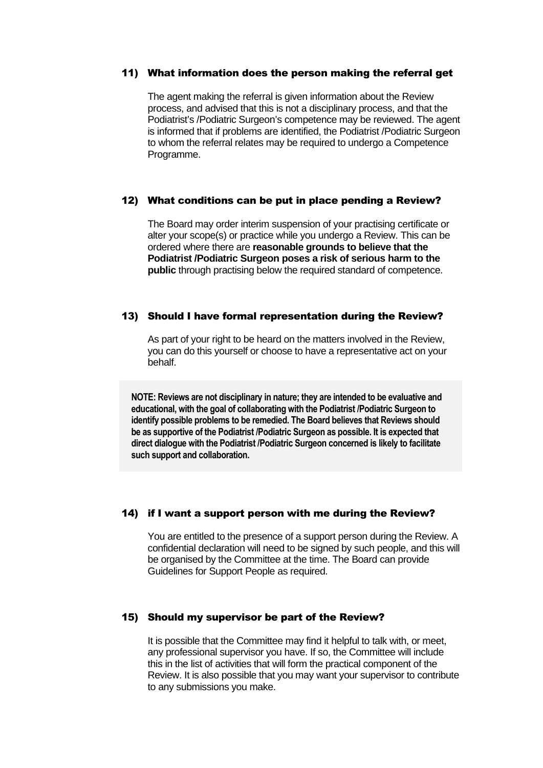## 11) What information does the person making the referral get

The agent making the referral is given information about the Review process, and advised that this is not a disciplinary process, and that the Podiatrist's /Podiatric Surgeon's competence may be reviewed. The agent is informed that if problems are identified, the Podiatrist /Podiatric Surgeon to whom the referral relates may be required to undergo a Competence Programme.

## 12) What conditions can be put in place pending a Review?

The Board may order interim suspension of your practising certificate or alter your scope(s) or practice while you undergo a Review. This can be ordered where there are **reasonable grounds to believe that the Podiatrist /Podiatric Surgeon poses a risk of serious harm to the public** through practising below the required standard of competence.

## 13) Should I have formal representation during the Review?

As part of your right to be heard on the matters involved in the Review, you can do this yourself or choose to have a representative act on your behalf.

**NOTE: Reviews are not disciplinary in nature; they are intended to be evaluative and educational, with the goal of collaborating with the Podiatrist /Podiatric Surgeon to identify possible problems to be remedied. The Board believes that Reviews should be as supportive of the Podiatrist /Podiatric Surgeon as possible. It is expected that direct dialogue with the Podiatrist /Podiatric Surgeon concerned is likely to facilitate such support and collaboration.**

## 14) if I want a support person with me during the Review?

You are entitled to the presence of a support person during the Review. A confidential declaration will need to be signed by such people, and this will be organised by the Committee at the time. The Board can provide Guidelines for Support People as required.

## 15) Should my supervisor be part of the Review?

It is possible that the Committee may find it helpful to talk with, or meet, any professional supervisor you have. If so, the Committee will include this in the list of activities that will form the practical component of the Review. It is also possible that you may want your supervisor to contribute to any submissions you make.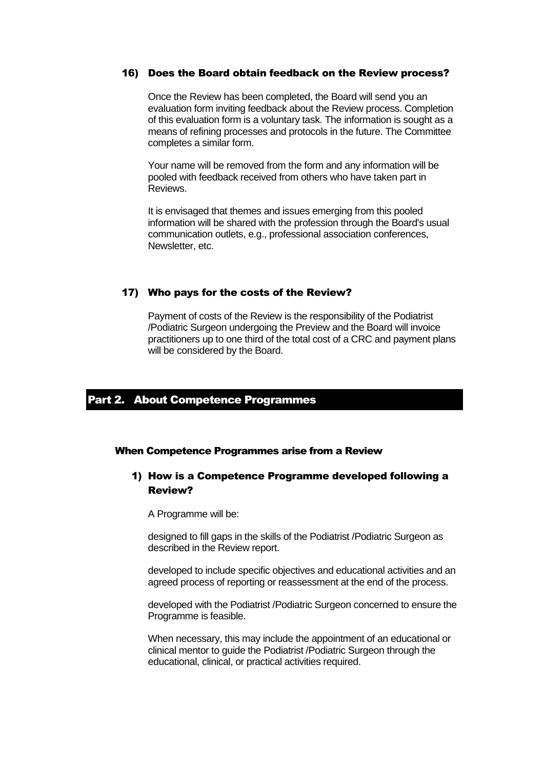### 16) Does the Board obtain feedback on the Review process?

Once the Review has been completed, the Board will send you an evaluation form inviting feedback about the Review process. Completion of this evaluation form is a voluntary task. The information is sought as a means of refining processes and protocols in the future. The Committee completes a similar form.

Your name will be removed from the form and any information will be pooled with feedback received from others who have taken part in Reviews.

It is envisaged that themes and issues emerging from this pooled information will be shared with the profession through the Board's usual communication outlets, e.g., professional association conferences, Newsletter, etc.

### 17) Who pays for the costs of the Review?

Payment of costs of the Review is the responsibility of the Podiatrist /Podiatric Surgeon undergoing the Preview and the Board will invoice practitioners up to one third of the total cost of a CRC and payment plans will be considered by the Board.

## Part 2. About Competence Programmes

#### When Competence Programmes arise from a Review

### 1) How is a Competence Programme developed following a Review?

A Programme will be:

designed to fill gaps in the skills of the Podiatrist /Podiatric Surgeon as described in the Review report.

developed to include specific objectives and educational activities and an agreed process of reporting or reassessment at the end of the process.

developed with the Podiatrist /Podiatric Surgeon concerned to ensure the Programme is feasible.

When necessary, this may include the appointment of an educational or clinical mentor to guide the Podiatrist /Podiatric Surgeon through the educational, clinical, or practical activities required.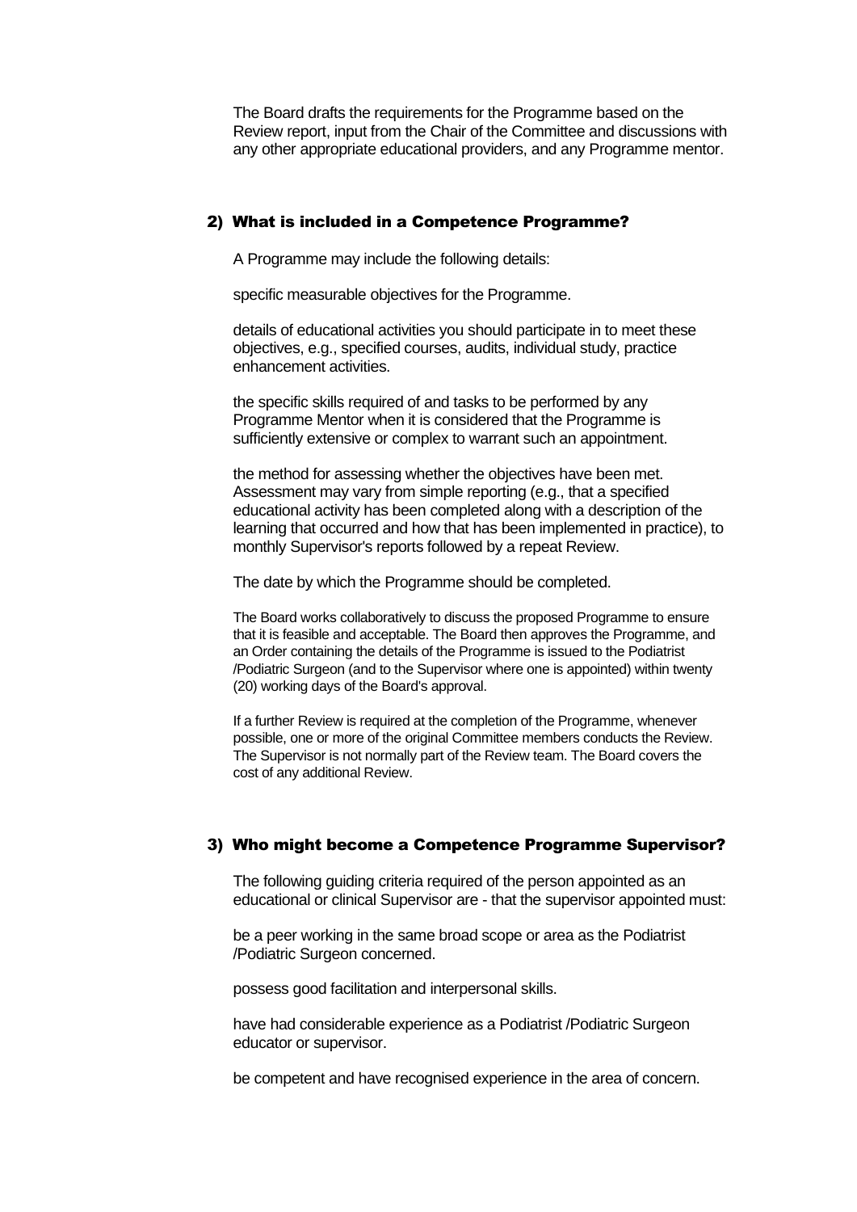The Board drafts the requirements for the Programme based on the Review report, input from the Chair of the Committee and discussions with any other appropriate educational providers, and any Programme mentor.

## 2) What is included in a Competence Programme?

A Programme may include the following details:

specific measurable objectives for the Programme.

details of educational activities you should participate in to meet these objectives, e.g., specified courses, audits, individual study, practice enhancement activities.

the specific skills required of and tasks to be performed by any Programme Mentor when it is considered that the Programme is sufficiently extensive or complex to warrant such an appointment.

the method for assessing whether the objectives have been met. Assessment may vary from simple reporting (e.g., that a specified educational activity has been completed along with a description of the learning that occurred and how that has been implemented in practice), to monthly Supervisor's reports followed by a repeat Review.

The date by which the Programme should be completed.

The Board works collaboratively to discuss the proposed Programme to ensure that it is feasible and acceptable. The Board then approves the Programme, and an Order containing the details of the Programme is issued to the Podiatrist /Podiatric Surgeon (and to the Supervisor where one is appointed) within twenty (20) working days of the Board's approval.

If a further Review is required at the completion of the Programme, whenever possible, one or more of the original Committee members conducts the Review. The Supervisor is not normally part of the Review team. The Board covers the cost of any additional Review.

## 3) Who might become a Competence Programme Supervisor?

The following guiding criteria required of the person appointed as an educational or clinical Supervisor are - that the supervisor appointed must:

be a peer working in the same broad scope or area as the Podiatrist /Podiatric Surgeon concerned.

possess good facilitation and interpersonal skills.

have had considerable experience as a Podiatrist /Podiatric Surgeon educator or supervisor.

be competent and have recognised experience in the area of concern.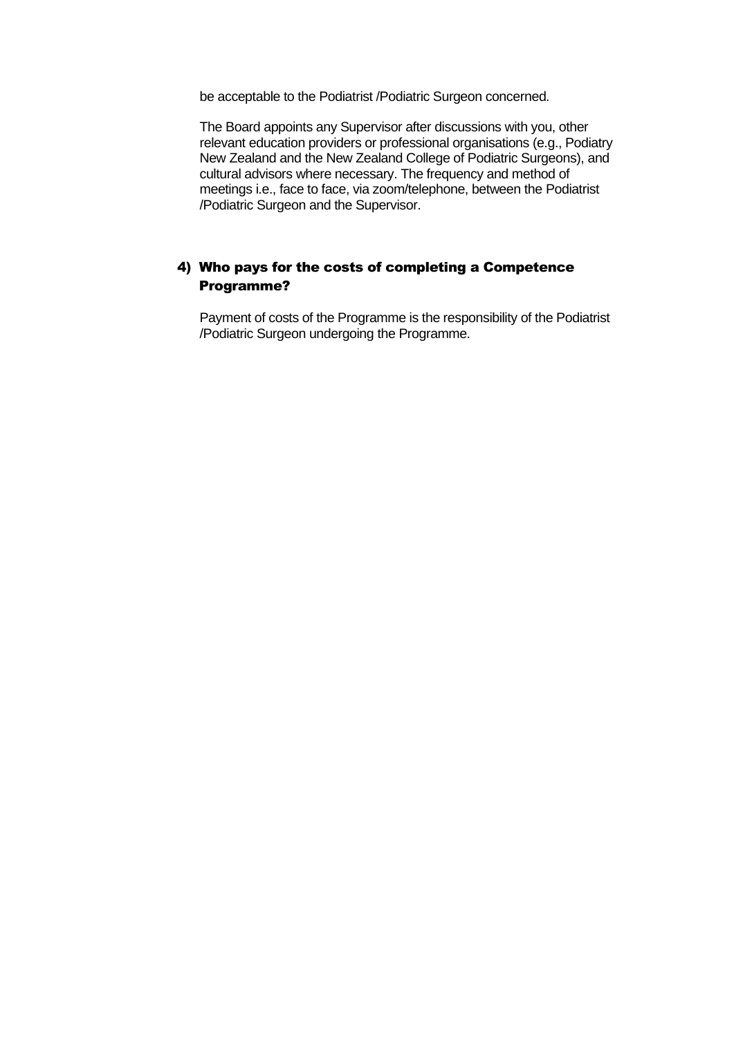be acceptable to the Podiatrist /Podiatric Surgeon concerned.

The Board appoints any Supervisor after discussions with you, other relevant education providers or professional organisations (e.g., Podiatry New Zealand and the New Zealand College of Podiatric Surgeons), and cultural advisors where necessary. The frequency and method of meetings i.e., face to face, via zoom/telephone, between the Podiatrist /Podiatric Surgeon and the Supervisor.

## 4) Who pays for the costs of completing a Competence Programme?

Payment of costs of the Programme is the responsibility of the Podiatrist /Podiatric Surgeon undergoing the Programme.